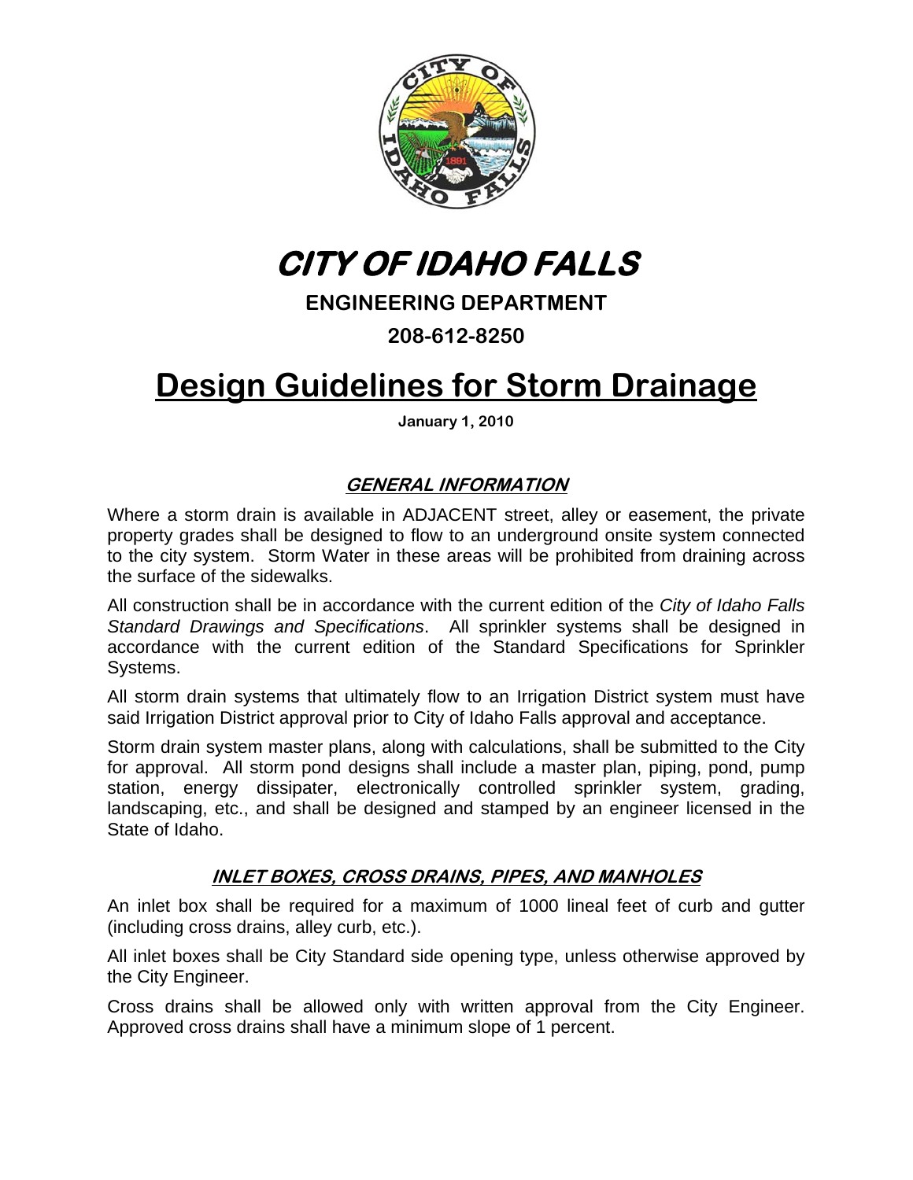# CITY OF IDAHO FALLS

**ENGINEERING DEPARTMENT**

**208-612-8250**

# Design Guidelines for Storm Drainage

**January 1, 2010**

## GENERAL INFORMATION

Where a storm drain is available in ADJACENT street, alley or easement, the private property grades shall be designed to flow to an underground onsite system connected to the city system. Storm Water in these areas will be prohibited from draining across the surface of the sidewalks.

All construction shall be in accordance with the current edition of the *City of Idaho Falls Standard Drawings and Specifications*. All sprinkler systems shall be designed in accordance with the current edition of the Standard Specifications for Sprinkler Systems.

All storm drain systems that ultimately flow to an Irrigation District system must have said Irrigation District approval prior to City of Idaho Falls approval and acceptance.

Storm drain system master plans, along with calculations, shall be submitted to the City for approval. All storm pond designs shall include a master plan, piping, pond, pump station, energy dissipater, electronically controlled sprinkler system, grading, landscaping, etc., and shall be designed and stamped by an engineer licensed in the State of Idaho.

## INLET BOXES, CROSS DRAINS, PIPES, AND MANHOLES

An inlet box shall be required for a maximum of 1000 lineal feet of curb and gutter (including cross drains, alley curb, etc.).

All inlet boxes shall be City Standard side opening type, unless otherwise approved by the City Engineer.

Cross drains shall be allowed only with written approval from the City Engineer. Approved cross drains shall have a minimum slope of 1 percent.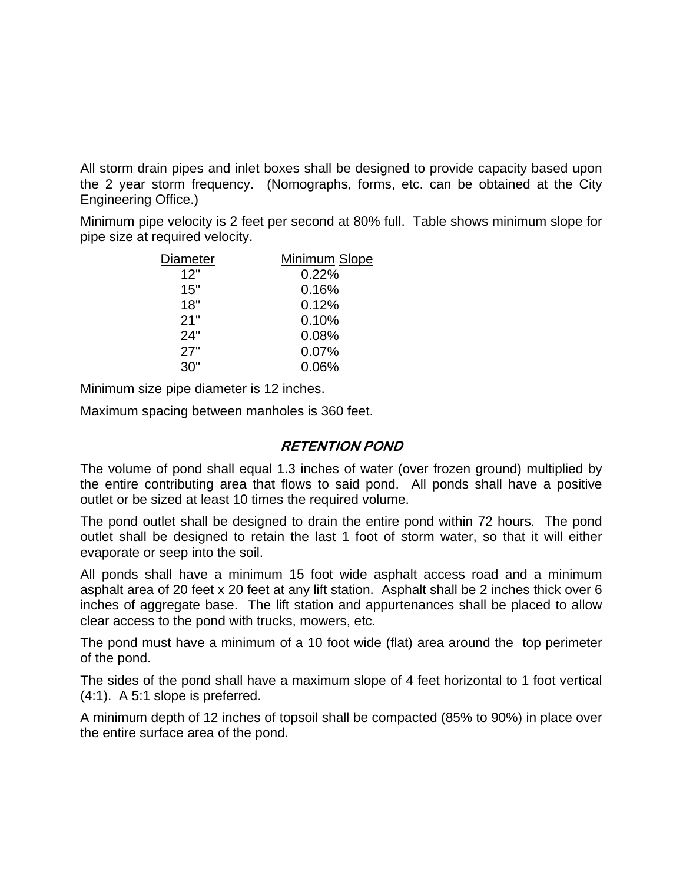All storm drain pipes and inlet boxes shall be designed to provide capacity based upon the 2 year storm frequency. (Nomographs, forms, etc. can be obtained at the City Engineering Office.)

Minimum pipe velocity is 2 feet per second at 80% full. Table shows minimum slope for pipe size at required velocity.

| Diameter | Minimum Slope |
|---|---|
| 12" | 0.22% |
| 15" | 0.16% |
| 18" | 0.12% |
| 21" | 0.10% |
| 24" | 0.08% |
| 27" | 0.07% |
| 30" | 0.06% |

Minimum size pipe diameter is 12 inches.

Maximum spacing between manholes is 360 feet.

## RETENTION POND

The volume of pond shall equal 1.3 inches of water (over frozen ground) multiplied by the entire contributing area that flows to said pond. All ponds shall have a positive outlet or be sized at least 10 times the required volume.

The pond outlet shall be designed to drain the entire pond within 72 hours. The pond outlet shall be designed to retain the last 1 foot of storm water, so that it will either evaporate or seep into the soil.

All ponds shall have a minimum 15 foot wide asphalt access road and a minimum asphalt area of 20 feet x 20 feet at any lift station. Asphalt shall be 2 inches thick over 6 inches of aggregate base. The lift station and appurtenances shall be placed to allow clear access to the pond with trucks, mowers, etc.

The pond must have a minimum of a 10 foot wide (flat) area around the top perimeter of the pond.

The sides of the pond shall have a maximum slope of 4 feet horizontal to 1 foot vertical (4:1). A 5:1 slope is preferred.

A minimum depth of 12 inches of topsoil shall be compacted (85% to 90%) in place over the entire surface area of the pond.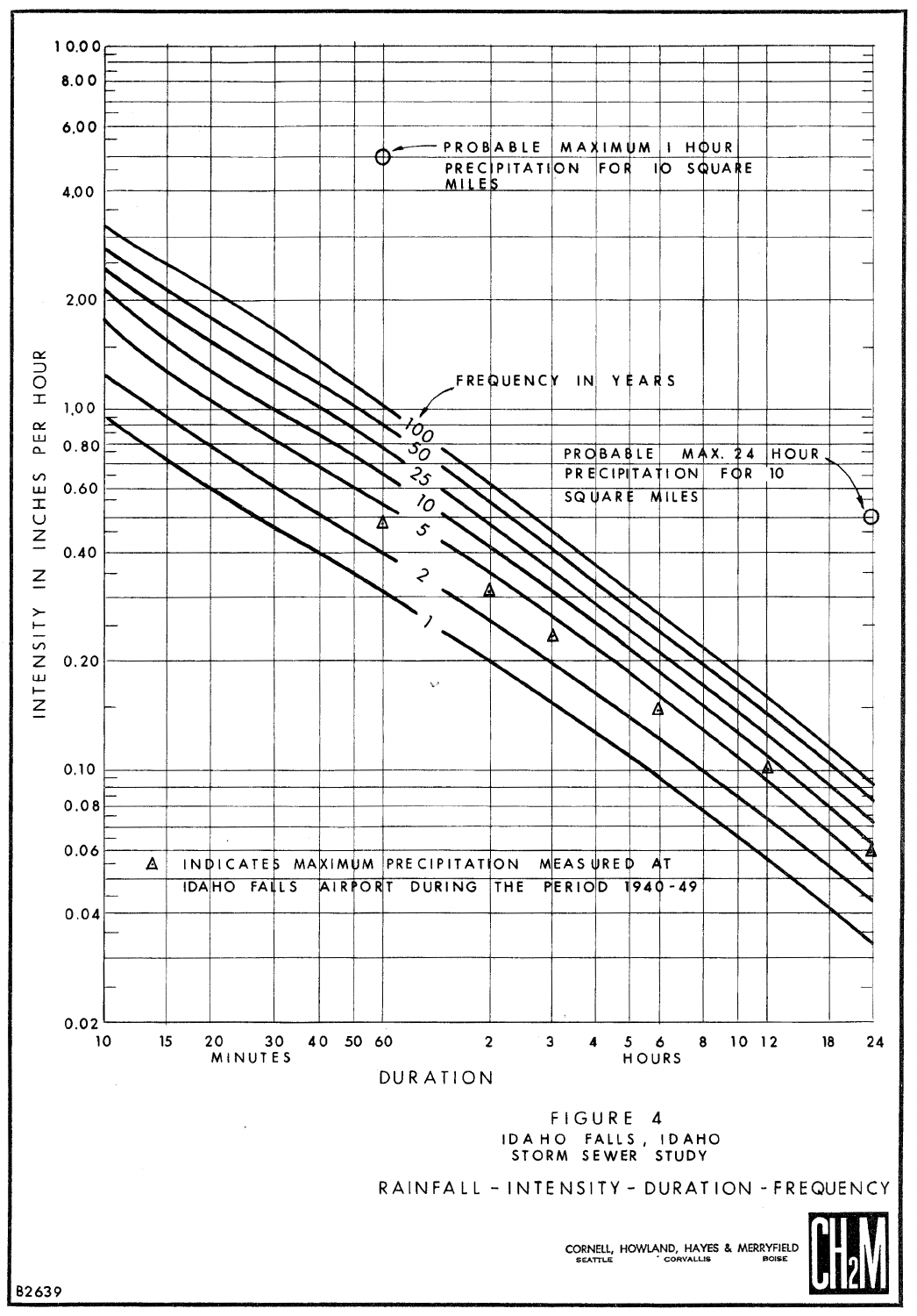INTENSITY IN INCHES PER HOUR

10.00
8.00
6.00
4.00
2.00
1.00
0.80
0.60
0.40
0.20
0.10
0.08
0.06
0.04
0.02

PROBABLE MAXIMUM 1 HOUR PRECIPITATION FOR 10 SQUARE MILES

FREQUENCY IN YEARS

100
50
25
10
5
2
1

PROBABLE MAX. 24 HOUR PRECIPITATION FOR 10 SQUARE MILES

Δ INDICATES MAXIMUM PRECIPITATION MEASURED AT IDAHO FALLS AIRPORT DURING THE PERIOD 1940-49

10 15 20 30 40 50 60
MINUTES

2 3 4 5 6 8 10 12 18 24
HOURS

DURATION

FIGURE 4

IDAHO FALLS, IDAHO
STORM SEWER STUDY

RAINFALL - INTENSITY - DURATION - FREQUENCY

CORNELL, HOWLAND, HAYES & MERRYFIELD
SEATTLE CORVALLIS BOISE

CH2M

B2639